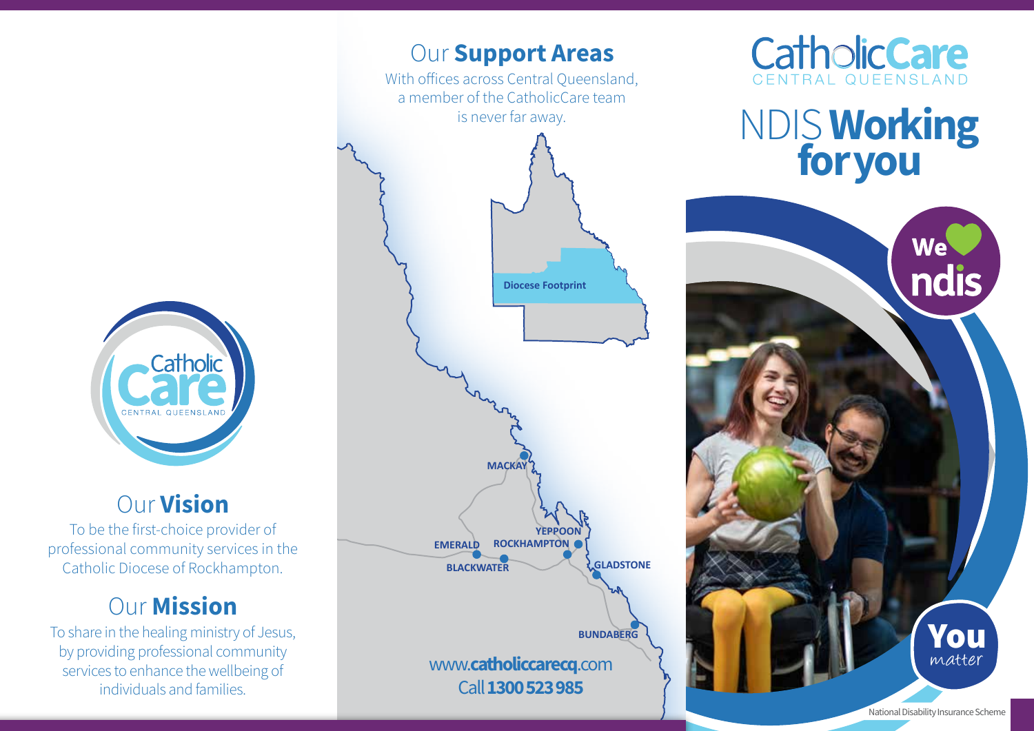# CatholicCare CENTRAL QUEENSLAND

# NDIS **Working for you**

We ♥ ndis

**You** *matter*

National Disability Insurance Scheme

## Our **Vision**

To be the first-choice provider of professional community services in the Catholic Diocese of Rockhampton.

## Our **Mission**

To share in the healing ministry of Jesus, by providing professional community services to enhance the wellbeing of individuals and families.

## Our **Support Areas**

With offices across Central Queensland, a member of the CatholicCare team is never far away.

Diocese Footprint

MACKAY
YEPPOON
ROCKHAMPTON
EMERALD
BLACKWATER
GLADSTONE
BUNDABERG

www.**catholiccarecq**.com
Call **1300 523 985**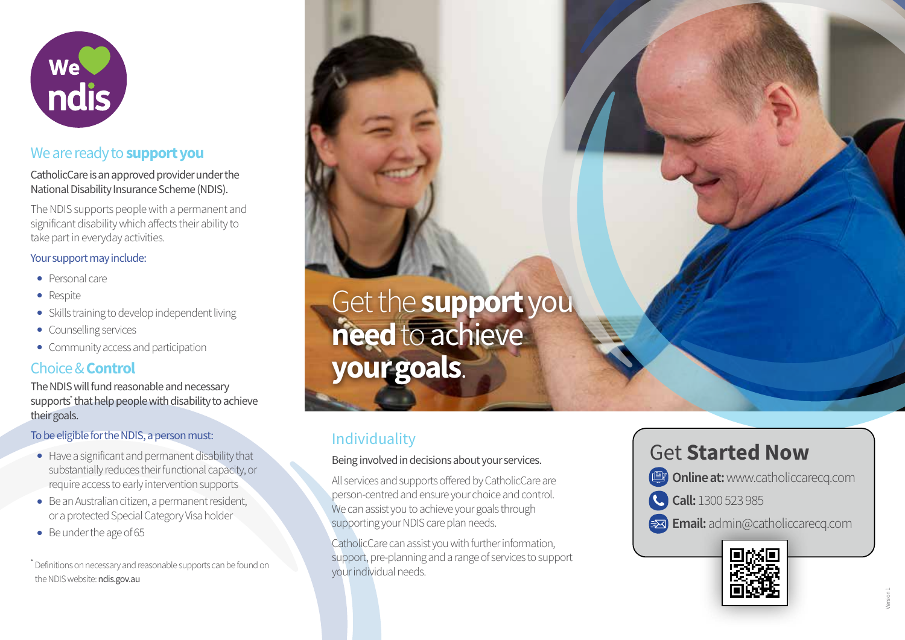We ndis

## We are ready to **support you**

CatholicCare is an approved provider under the National Disability Insurance Scheme (NDIS).

The NDIS supports people with a permanent and significant disability which affects their ability to take part in everyday activities.

### Your support may include:

- Personal care
- Respite
- Skills training to develop independent living
- Counselling services
- Community access and participation

## Choice & **Control**

The NDIS will fund reasonable and necessary supports* that help people with disability to achieve their goals.

### To be eligible for the NDIS, a person must:

- Have a significant and permanent disability that substantially reduces their functional capacity, or require access to early intervention supports
- Be an Australian citizen, a permanent resident, or a protected Special Category Visa holder
- Be under the age of 65

* Definitions on necessary and reasonable supports can be found on the NDIS website: ndis.gov.au

# Get the **support** you **need** to achieve **your goals**.

## Individuality

Being involved in decisions about your services.

All services and supports offered by CatholicCare are person-centred and ensure your choice and control. We can assist you to achieve your goals through supporting your NDIS care plan needs.

CatholicCare can assist you with further information, support, pre-planning and a range of services to support your individual needs.

## Get **Started Now**

**Online at:** www.catholiccarecq.com

**Call:** 1300 523 985

**Email:** admin@catholiccarecq.com

Version 1